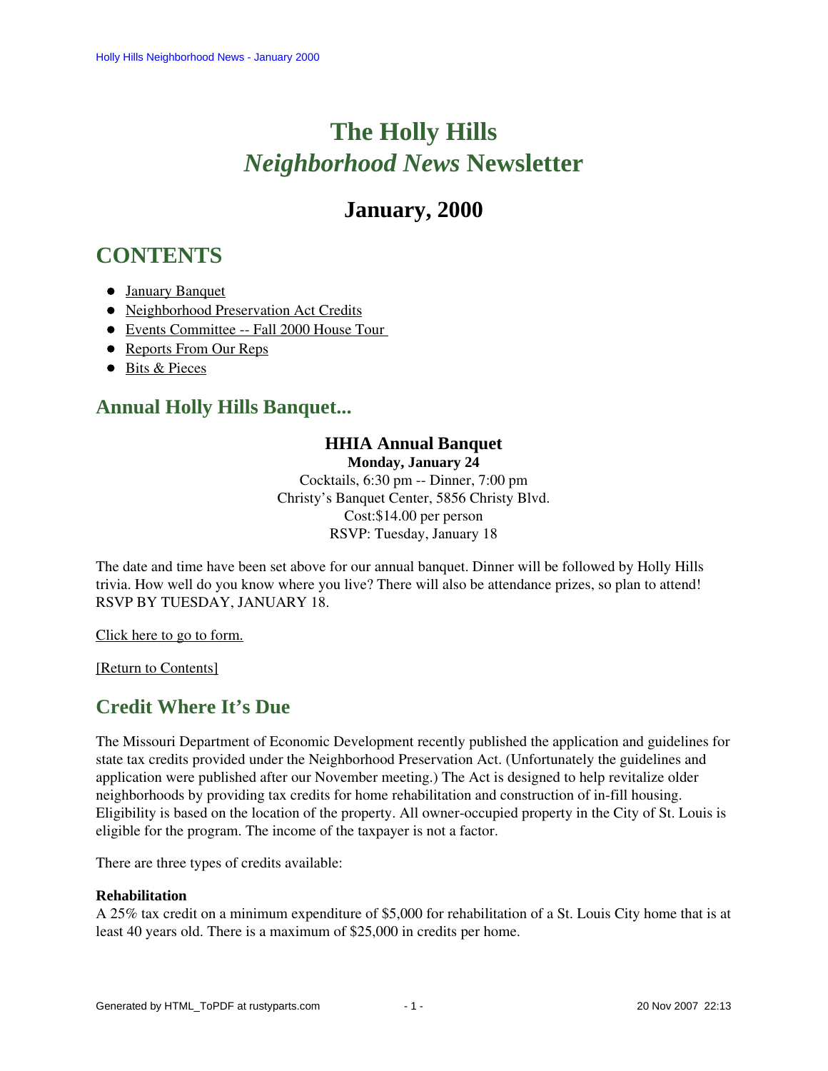# The Holly Hills *Neighborhood News* Newsletter

## January, 2000

## CONTENTS

- January Banquet
- Neighborhood Preservation Act Credits
- Events Committee -- Fall 2000 House Tour
- Reports From Our Reps
- Bits & Pieces

## Annual Holly Hills Banquet...

**HHIA Annual Banquet**
**Monday, January 24**
Cocktails, 6:30 pm -- Dinner, 7:00 pm
Christy's Banquet Center, 5856 Christy Blvd.
Cost:$14.00 per person
RSVP: Tuesday, January 18

The date and time have been set above for our annual banquet. Dinner will be followed by Holly Hills trivia. How well do you know where you live? There will also be attendance prizes, so plan to attend! RSVP BY TUESDAY, JANUARY 18.

Click here to go to form.

[Return to Contents]

## Credit Where It's Due

The Missouri Department of Economic Development recently published the application and guidelines for state tax credits provided under the Neighborhood Preservation Act. (Unfortunately the guidelines and application were published after our November meeting.) The Act is designed to help revitalize older neighborhoods by providing tax credits for home rehabilitation and construction of in-fill housing. Eligibility is based on the location of the property. All owner-occupied property in the City of St. Louis is eligible for the program. The income of the taxpayer is not a factor.

There are three types of credits available:

**Rehabilitation**
A 25% tax credit on a minimum expenditure of $5,000 for rehabilitation of a St. Louis City home that is at least 40 years old. There is a maximum of $25,000 in credits per home.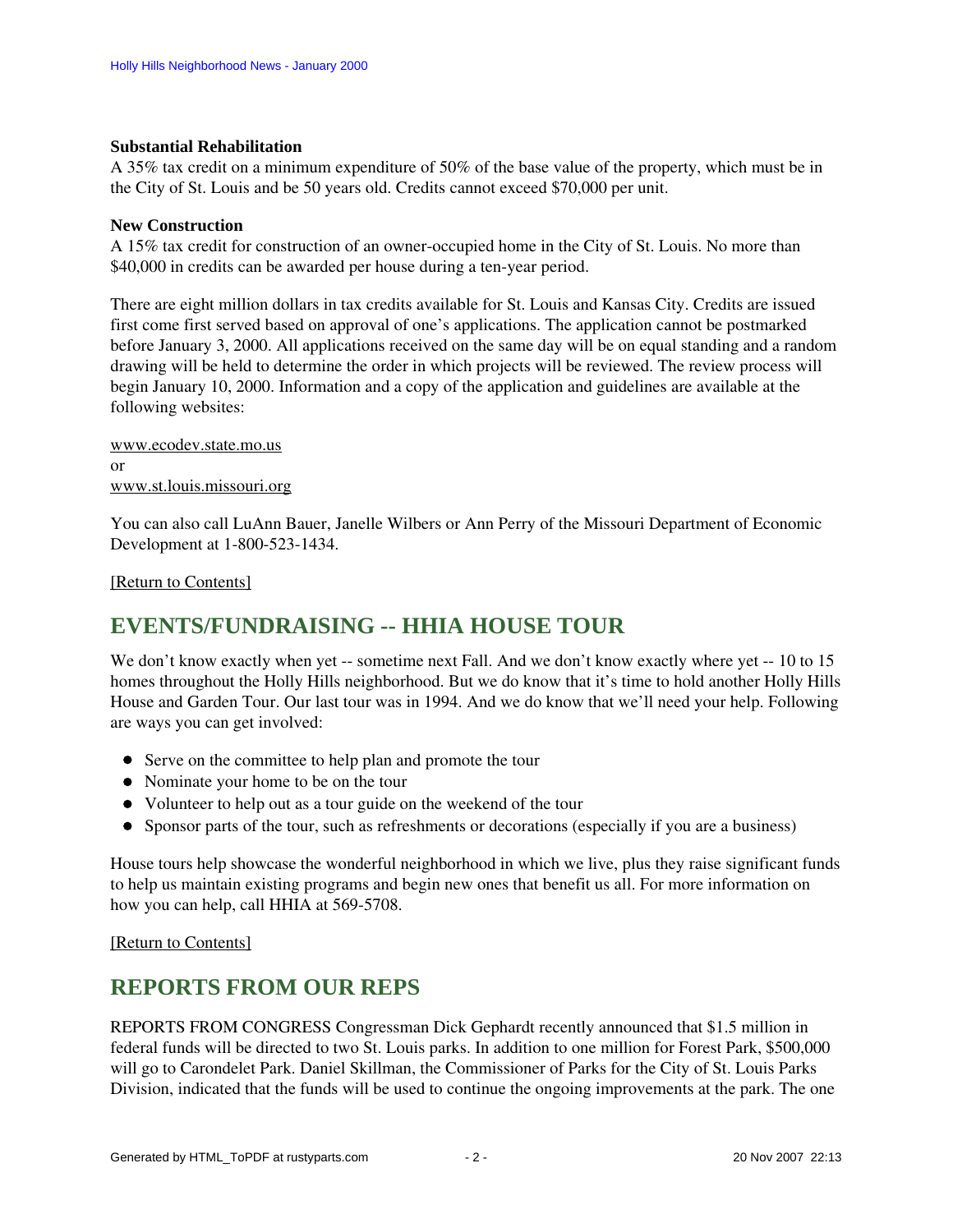**Substantial Rehabilitation**
A 35% tax credit on a minimum expenditure of 50% of the base value of the property, which must be in the City of St. Louis and be 50 years old. Credits cannot exceed $70,000 per unit.

**New Construction**
A 15% tax credit for construction of an owner-occupied home in the City of St. Louis. No more than $40,000 in credits can be awarded per house during a ten-year period.

There are eight million dollars in tax credits available for St. Louis and Kansas City. Credits are issued first come first served based on approval of one's applications. The application cannot be postmarked before January 3, 2000. All applications received on the same day will be on equal standing and a random drawing will be held to determine the order in which projects will be reviewed. The review process will begin January 10, 2000. Information and a copy of the application and guidelines are available at the following websites:

www.ecodev.state.mo.us
or
www.st.louis.missouri.org

You can also call LuAnn Bauer, Janelle Wilbers or Ann Perry of the Missouri Department of Economic Development at 1-800-523-1434.

[Return to Contents]

## EVENTS/FUNDRAISING -- HHIA HOUSE TOUR

We don't know exactly when yet -- sometime next Fall. And we don't know exactly where yet -- 10 to 15 homes throughout the Holly Hills neighborhood. But we do know that it's time to hold another Holly Hills House and Garden Tour. Our last tour was in 1994. And we do know that we'll need your help. Following are ways you can get involved:

- Serve on the committee to help plan and promote the tour
- Nominate your home to be on the tour
- Volunteer to help out as a tour guide on the weekend of the tour
- Sponsor parts of the tour, such as refreshments or decorations (especially if you are a business)

House tours help showcase the wonderful neighborhood in which we live, plus they raise significant funds to help us maintain existing programs and begin new ones that benefit us all. For more information on how you can help, call HHIA at 569-5708.

[Return to Contents]

## REPORTS FROM OUR REPS

REPORTS FROM CONGRESS Congressman Dick Gephardt recently announced that $1.5 million in federal funds will be directed to two St. Louis parks. In addition to one million for Forest Park, $500,000 will go to Carondelet Park. Daniel Skillman, the Commissioner of Parks for the City of St. Louis Parks Division, indicated that the funds will be used to continue the ongoing improvements at the park. The one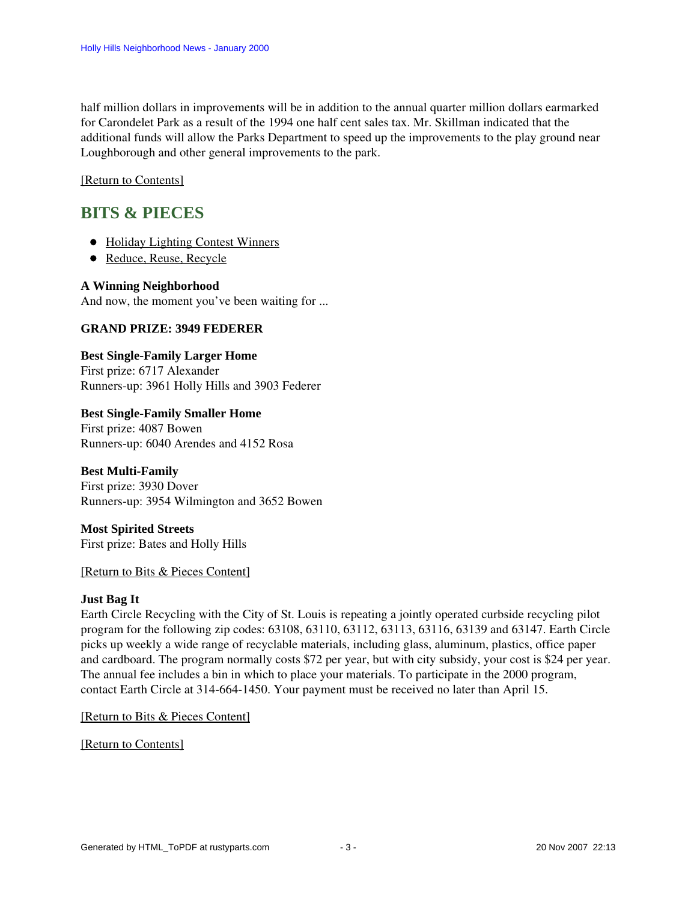half million dollars in improvements will be in addition to the annual quarter million dollars earmarked for Carondelet Park as a result of the 1994 one half cent sales tax. Mr. Skillman indicated that the additional funds will allow the Parks Department to speed up the improvements to the play ground near Loughborough and other general improvements to the park.

[Return to Contents]

## BITS & PIECES

- Holiday Lighting Contest Winners
- Reduce, Reuse, Recycle

**A Winning Neighborhood**
And now, the moment you've been waiting for ...

**GRAND PRIZE: 3949 FEDERER**

**Best Single-Family Larger Home**
First prize: 6717 Alexander
Runners-up: 3961 Holly Hills and 3903 Federer

**Best Single-Family Smaller Home**
First prize: 4087 Bowen
Runners-up: 6040 Arendes and 4152 Rosa

**Best Multi-Family**
First prize: 3930 Dover
Runners-up: 3954 Wilmington and 3652 Bowen

**Most Spirited Streets**
First prize: Bates and Holly Hills

[Return to Bits & Pieces Content]

**Just Bag It**
Earth Circle Recycling with the City of St. Louis is repeating a jointly operated curbside recycling pilot program for the following zip codes: 63108, 63110, 63112, 63113, 63116, 63139 and 63147. Earth Circle picks up weekly a wide range of recyclable materials, including glass, aluminum, plastics, office paper and cardboard. The program normally costs $72 per year, but with city subsidy, your cost is $24 per year. The annual fee includes a bin in which to place your materials. To participate in the 2000 program, contact Earth Circle at 314-664-1450. Your payment must be received no later than April 15.

[Return to Bits & Pieces Content]

[Return to Contents]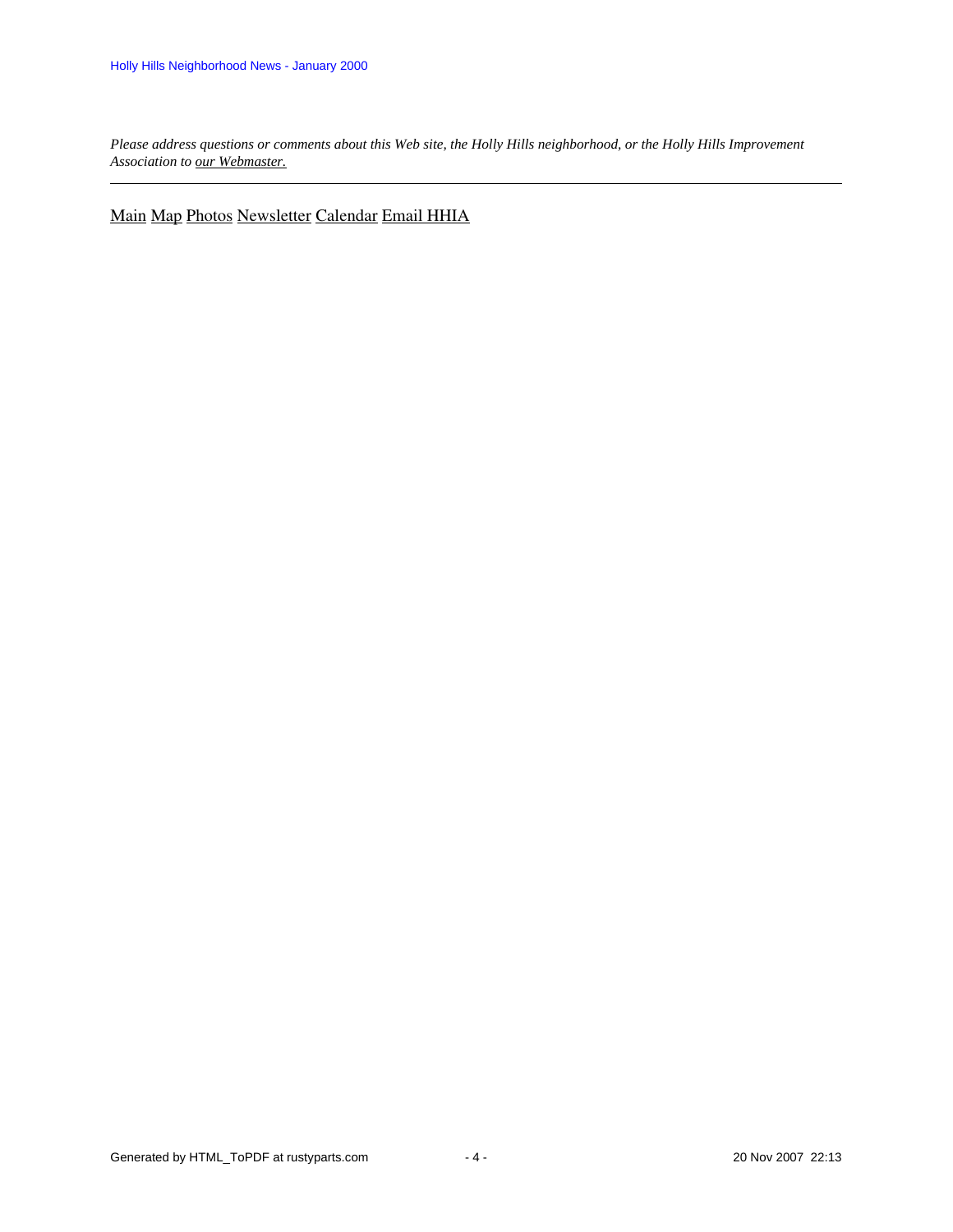*Please address questions or comments about this Web site, the Holly Hills neighborhood, or the Holly Hills Improvement Association to our Webmaster.*

---

Main Map Photos Newsletter Calendar Email HHIA